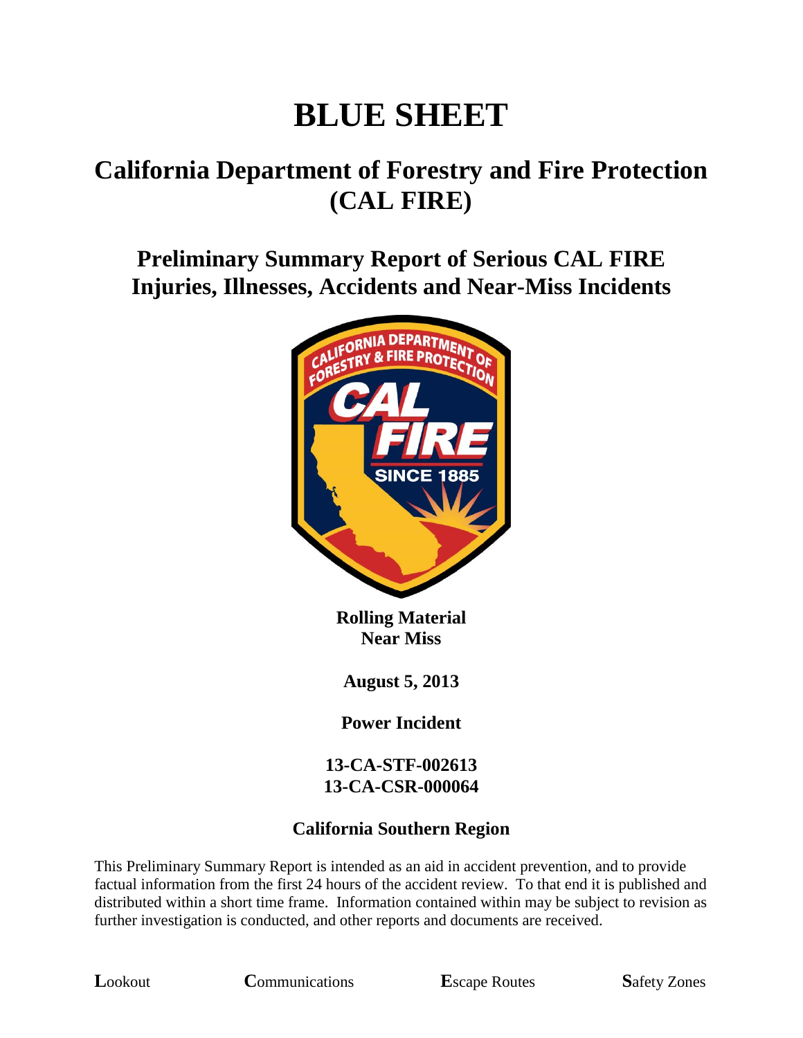# BLUE SHEET

## California Department of Forestry and Fire Protection (CAL FIRE)

### Preliminary Summary Report of Serious CAL FIRE Injuries, Illnesses, Accidents and Near-Miss Incidents

**Rolling Material**
**Near Miss**

**August 5, 2013**

**Power Incident**

**13-CA-STF-002613**
**13-CA-CSR-000064**

**California Southern Region**

This Preliminary Summary Report is intended as an aid in accident prevention, and to provide factual information from the first 24 hours of the accident review. To that end it is published and distributed within a short time frame. Information contained within may be subject to revision as further investigation is conducted, and other reports and documents are received.

**L**ookout **C**ommunications **E**scape Routes **S**afety Zones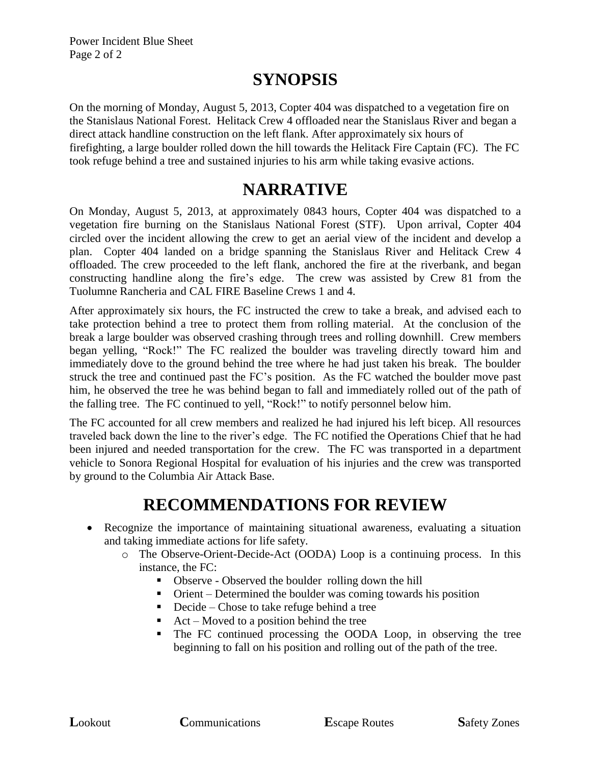# SYNOPSIS

On the morning of Monday, August 5, 2013, Copter 404 was dispatched to a vegetation fire on the Stanislaus National Forest. Helitack Crew 4 offloaded near the Stanislaus River and began a direct attack handline construction on the left flank. After approximately six hours of firefighting, a large boulder rolled down the hill towards the Helitack Fire Captain (FC). The FC took refuge behind a tree and sustained injuries to his arm while taking evasive actions.

# NARRATIVE

On Monday, August 5, 2013, at approximately 0843 hours, Copter 404 was dispatched to a vegetation fire burning on the Stanislaus National Forest (STF). Upon arrival, Copter 404 circled over the incident allowing the crew to get an aerial view of the incident and develop a plan. Copter 404 landed on a bridge spanning the Stanislaus River and Helitack Crew 4 offloaded. The crew proceeded to the left flank, anchored the fire at the riverbank, and began constructing handline along the fire's edge. The crew was assisted by Crew 81 from the Tuolumne Rancheria and CAL FIRE Baseline Crews 1 and 4.

After approximately six hours, the FC instructed the crew to take a break, and advised each to take protection behind a tree to protect them from rolling material. At the conclusion of the break a large boulder was observed crashing through trees and rolling downhill. Crew members began yelling, "Rock!" The FC realized the boulder was traveling directly toward him and immediately dove to the ground behind the tree where he had just taken his break. The boulder struck the tree and continued past the FC's position. As the FC watched the boulder move past him, he observed the tree he was behind began to fall and immediately rolled out of the path of the falling tree. The FC continued to yell, "Rock!" to notify personnel below him.

The FC accounted for all crew members and realized he had injured his left bicep. All resources traveled back down the line to the river's edge. The FC notified the Operations Chief that he had been injured and needed transportation for the crew. The FC was transported in a department vehicle to Sonora Regional Hospital for evaluation of his injuries and the crew was transported by ground to the Columbia Air Attack Base.

# RECOMMENDATIONS FOR REVIEW

- Recognize the importance of maintaining situational awareness, evaluating a situation and taking immediate actions for life safety.
  - The Observe-Orient-Decide-Act (OODA) Loop is a continuing process. In this instance, the FC:
    - Observe - Observed the boulder rolling down the hill
    - Orient – Determined the boulder was coming towards his position
    - Decide – Chose to take refuge behind a tree
    - Act – Moved to a position behind the tree
    - The FC continued processing the OODA Loop, in observing the tree beginning to fall on his position and rolling out of the path of the tree.

**L**ookout **C**ommunications **E**scape Routes **S**afety Zones